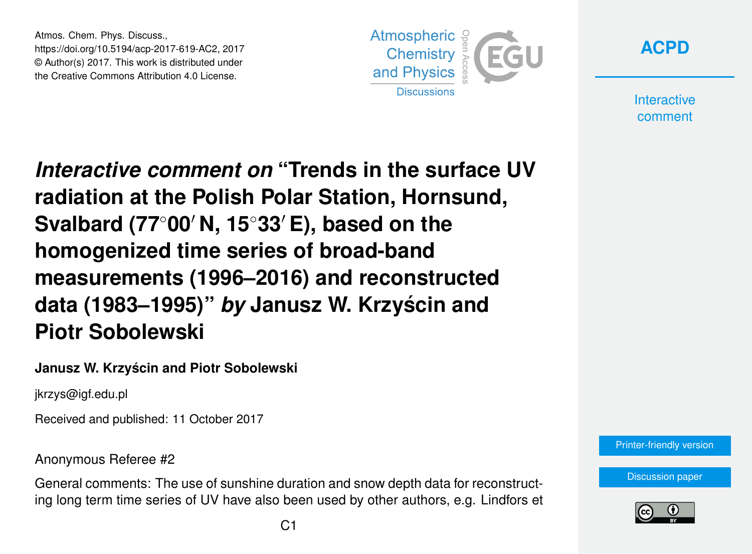Atmos. Chem. Phys. Discuss.,
https://doi.org/10.5194/acp-2017-619-AC2, 2017
© Author(s) 2017. This work is distributed under
the Creative Commons Attribution 4.0 License.

# *Interactive comment on* "Trends in the surface UV radiation at the Polish Polar Station, Hornsund, Svalbard (77°00′ N, 15°33′ E), based on the homogenized time series of broad-band measurements (1996–2016) and reconstructed data (1983–1995)" *by* Janusz W. Krzyścin and Piotr Sobolewski

**Janusz W. Krzyścin and Piotr Sobolewski**

jkrzys@igf.edu.pl

Received and published: 11 October 2017

Anonymous Referee #2

General comments: The use of sunshine duration and snow depth data for reconstructing long term time series of UV have also been used by other authors, e.g. Lindfors et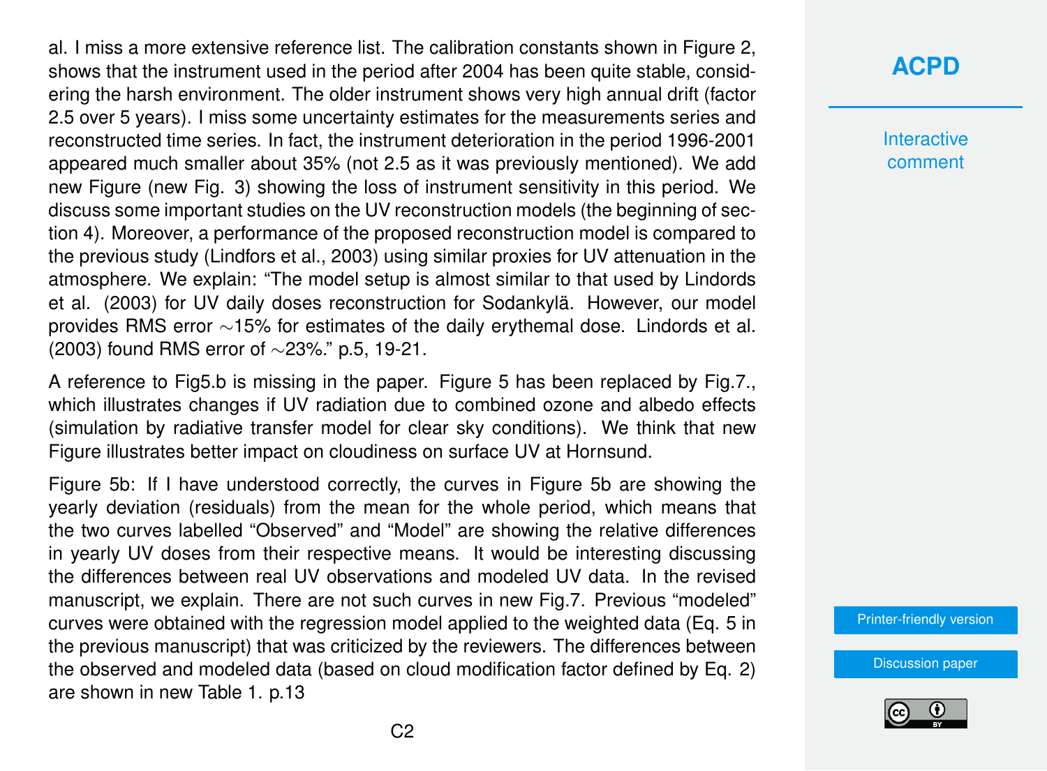al. I miss a more extensive reference list. The calibration constants shown in Figure 2, shows that the instrument used in the period after 2004 has been quite stable, considering the harsh environment. The older instrument shows very high annual drift (factor 2.5 over 5 years). I miss some uncertainty estimates for the measurements series and reconstructed time series. In fact, the instrument deterioration in the period 1996-2001 appeared much smaller about 35% (not 2.5 as it was previously mentioned). We add new Figure (new Fig. 3) showing the loss of instrument sensitivity in this period. We discuss some important studies on the UV reconstruction models (the beginning of section 4). Moreover, a performance of the proposed reconstruction model is compared to the previous study (Lindfors et al., 2003) using similar proxies for UV attenuation in the atmosphere. We explain: "The model setup is almost similar to that used by Lindords et al. (2003) for UV daily doses reconstruction for Sodankylä. However, our model provides RMS error ~15% for estimates of the daily erythemal dose. Lindords et al. (2003) found RMS error of ~23%." p.5, 19-21.

A reference to Fig5.b is missing in the paper. Figure 5 has been replaced by Fig.7., which illustrates changes if UV radiation due to combined ozone and albedo effects (simulation by radiative transfer model for clear sky conditions). We think that new Figure illustrates better impact on cloudiness on surface UV at Hornsund.

Figure 5b: If I have understood correctly, the curves in Figure 5b are showing the yearly deviation (residuals) from the mean for the whole period, which means that the two curves labelled "Observed" and "Model" are showing the relative differences in yearly UV doses from their respective means. It would be interesting discussing the differences between real UV observations and modeled UV data. In the revised manuscript, we explain. There are not such curves in new Fig.7. Previous "modeled" curves were obtained with the regression model applied to the weighted data (Eq. 5 in the previous manuscript) that was criticized by the reviewers. The differences between the observed and modeled data (based on cloud modification factor defined by Eq. 2) are shown in new Table 1. p.13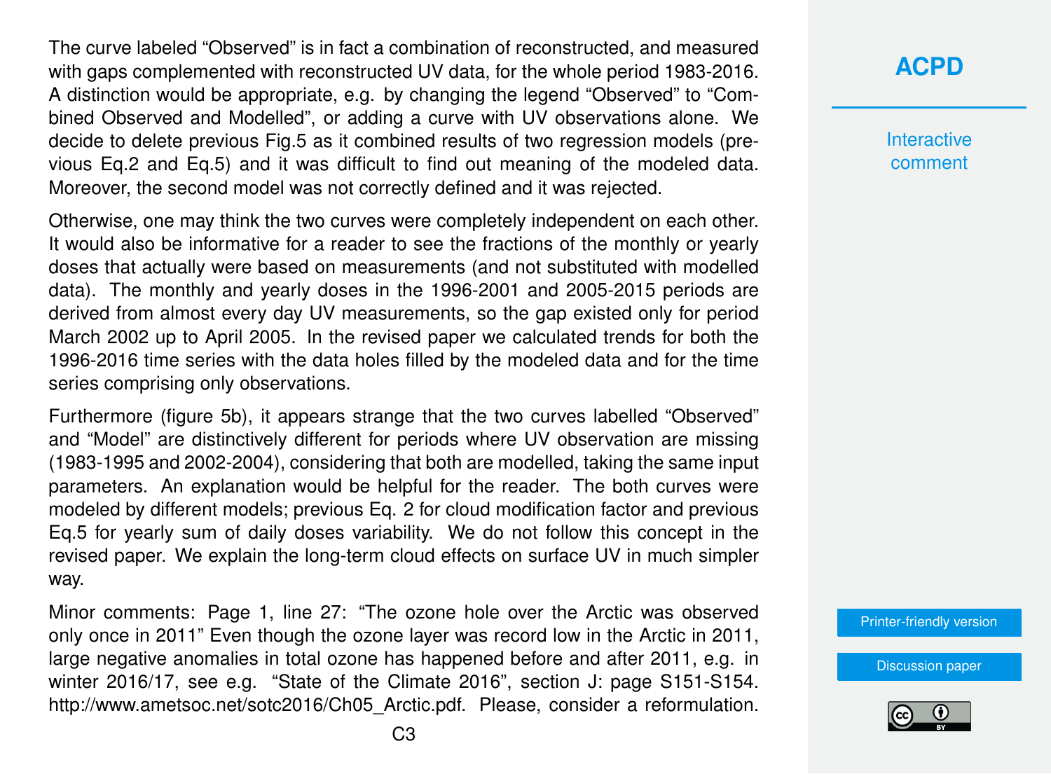The curve labeled "Observed" is in fact a combination of reconstructed, and measured with gaps complemented with reconstructed UV data, for the whole period 1983-2016. A distinction would be appropriate, e.g. by changing the legend "Observed" to "Combined Observed and Modelled", or adding a curve with UV observations alone. We decide to delete previous Fig.5 as it combined results of two regression models (previous Eq.2 and Eq.5) and it was difficult to find out meaning of the modeled data. Moreover, the second model was not correctly defined and it was rejected.

Otherwise, one may think the two curves were completely independent on each other. It would also be informative for a reader to see the fractions of the monthly or yearly doses that actually were based on measurements (and not substituted with modelled data). The monthly and yearly doses in the 1996-2001 and 2005-2015 periods are derived from almost every day UV measurements, so the gap existed only for period March 2002 up to April 2005. In the revised paper we calculated trends for both the 1996-2016 time series with the data holes filled by the modeled data and for the time series comprising only observations.

Furthermore (figure 5b), it appears strange that the two curves labelled "Observed" and "Model" are distinctively different for periods where UV observation are missing (1983-1995 and 2002-2004), considering that both are modelled, taking the same input parameters. An explanation would be helpful for the reader. The both curves were modeled by different models; previous Eq. 2 for cloud modification factor and previous Eq.5 for yearly sum of daily doses variability. We do not follow this concept in the revised paper. We explain the long-term cloud effects on surface UV in much simpler way.

Minor comments: Page 1, line 27: "The ozone hole over the Arctic was observed only once in 2011" Even though the ozone layer was record low in the Arctic in 2011, large negative anomalies in total ozone has happened before and after 2011, e.g. in winter 2016/17, see e.g. "State of the Climate 2016", section J: page S151-S154. http://www.ametsoc.net/sotc2016/Ch05_Arctic.pdf. Please, consider a reformulation.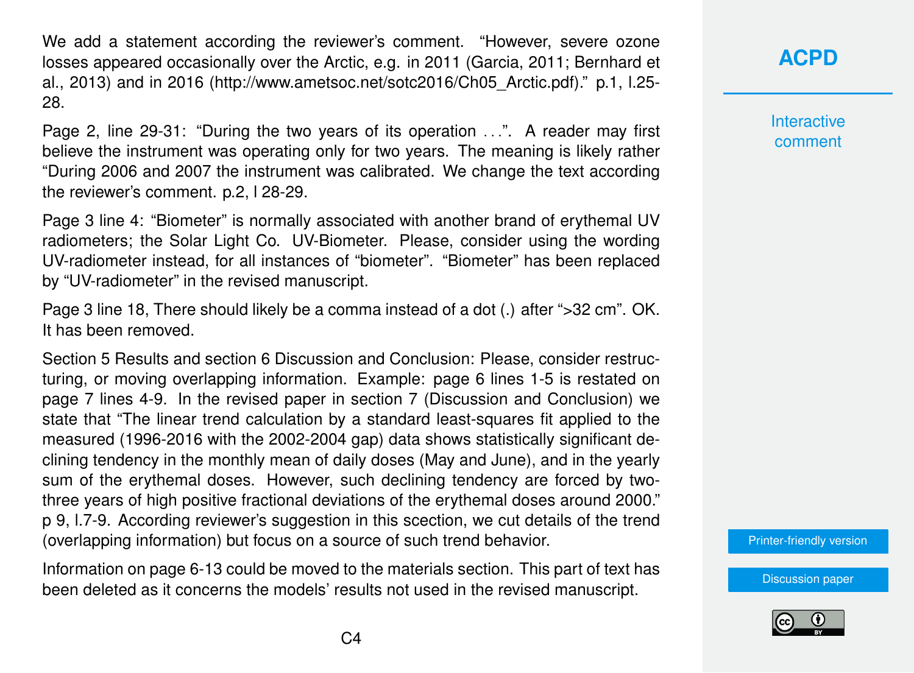We add a statement according the reviewer's comment. "However, severe ozone losses appeared occasionally over the Arctic, e.g. in 2011 (Garcia, 2011; Bernhard et al., 2013) and in 2016 (http://www.ametsoc.net/sotc2016/Ch05_Arctic.pdf)." p.1, l.25-28.

Page 2, line 29-31: "During the two years of its operation ...". A reader may first believe the instrument was operating only for two years. The meaning is likely rather "During 2006 and 2007 the instrument was calibrated. We change the text according the reviewer's comment. p.2, l 28-29.

Page 3 line 4: "Biometer" is normally associated with another brand of erythemal UV radiometers; the Solar Light Co. UV-Biometer. Please, consider using the wording UV-radiometer instead, for all instances of "biometer". "Biometer" has been replaced by "UV-radiometer" in the revised manuscript.

Page 3 line 18, There should likely be a comma instead of a dot (.) after ">32 cm". OK. It has been removed.

Section 5 Results and section 6 Discussion and Conclusion: Please, consider restructuring, or moving overlapping information. Example: page 6 lines 1-5 is restated on page 7 lines 4-9. In the revised paper in section 7 (Discussion and Conclusion) we state that "The linear trend calculation by a standard least-squares fit applied to the measured (1996-2016 with the 2002-2004 gap) data shows statistically significant declining tendency in the monthly mean of daily doses (May and June), and in the yearly sum of the erythemal doses. However, such declining tendency are forced by two-three years of high positive fractional deviations of the erythemal doses around 2000." p 9, l.7-9. According reviewer's suggestion in this scection, we cut details of the trend (overlapping information) but focus on a source of such trend behavior.

Information on page 6-13 could be moved to the materials section. This part of text has been deleted as it concerns the models' results not used in the revised manuscript.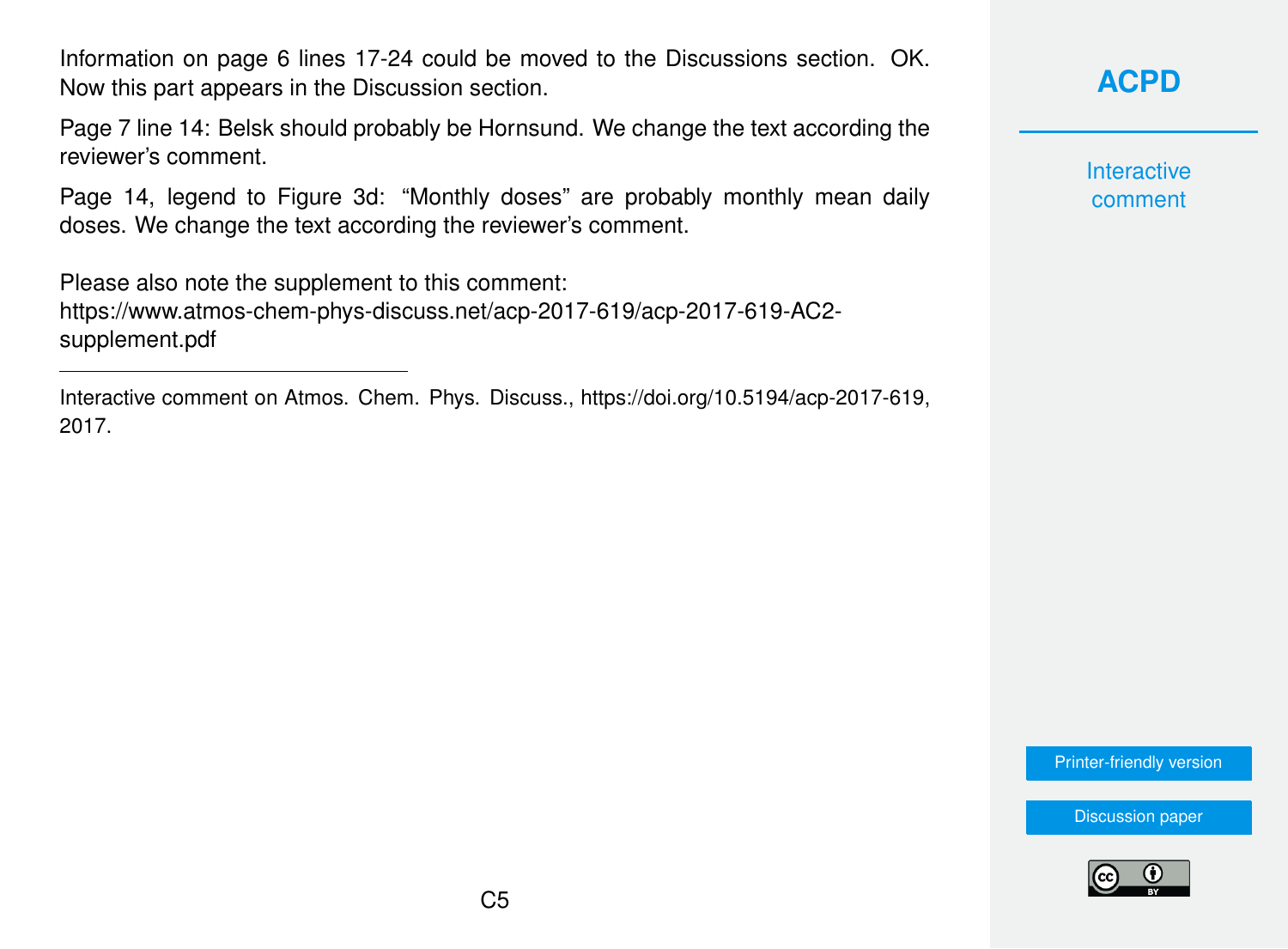Information on page 6 lines 17-24 could be moved to the Discussions section. OK. Now this part appears in the Discussion section.

Page 7 line 14: Belsk should probably be Hornsund. We change the text according the reviewer's comment.

Page 14, legend to Figure 3d: "Monthly doses" are probably monthly mean daily doses. We change the text according the reviewer's comment.

Please also note the supplement to this comment:
https://www.atmos-chem-phys-discuss.net/acp-2017-619/acp-2017-619-AC2-supplement.pdf

---

Interactive comment on Atmos. Chem. Phys. Discuss., https://doi.org/10.5194/acp-2017-619, 2017.